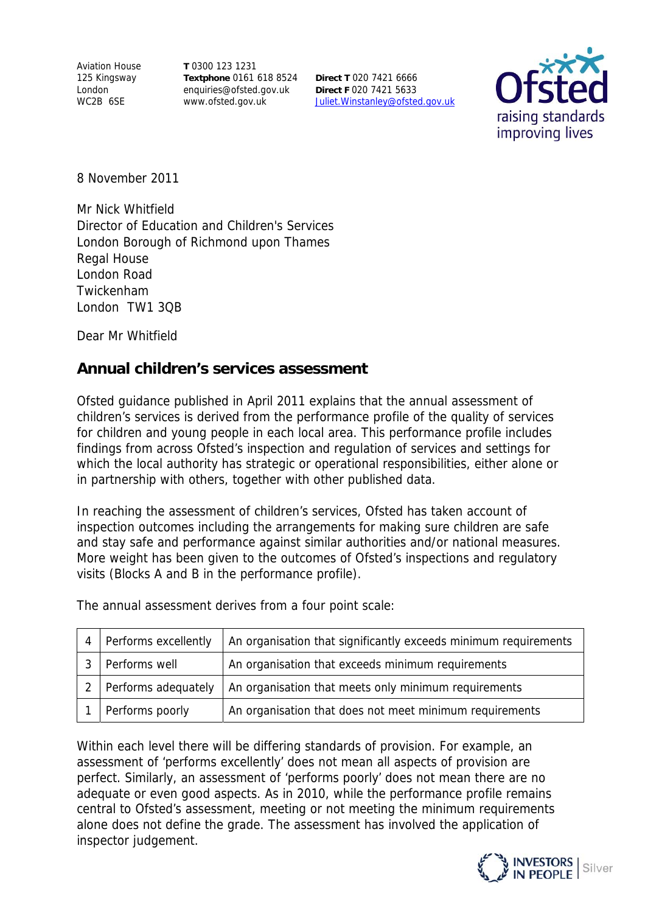Aviation House
125 Kingsway
London
WC2B 6SE

**T** 0300 123 1231
**Textphone** 0161 618 8524
enquiries@ofsted.gov.uk
www.ofsted.gov.uk

**Direct T** 020 7421 6666
**Direct F** 020 7421 5633
Juliet.Winstanley@ofsted.gov.uk

8 November 2011

Mr Nick Whitfield
Director of Education and Children's Services
London Borough of Richmond upon Thames
Regal House
London Road
Twickenham
London TW1 3QB

Dear Mr Whitfield

## Annual children's services assessment

Ofsted guidance published in April 2011 explains that the annual assessment of children's services is derived from the performance profile of the quality of services for children and young people in each local area. This performance profile includes findings from across Ofsted's inspection and regulation of services and settings for which the local authority has strategic or operational responsibilities, either alone or in partnership with others, together with other published data.

In reaching the assessment of children's services, Ofsted has taken account of inspection outcomes including the arrangements for making sure children are safe and stay safe and performance against similar authorities and/or national measures. More weight has been given to the outcomes of Ofsted's inspections and regulatory visits (Blocks A and B in the performance profile).

The annual assessment derives from a four point scale:

| | | |
|---|---|---|
| 4 | Performs excellently | An organisation that significantly exceeds minimum requirements |
| 3 | Performs well | An organisation that exceeds minimum requirements |
| 2 | Performs adequately | An organisation that meets only minimum requirements |
| 1 | Performs poorly | An organisation that does not meet minimum requirements |

Within each level there will be differing standards of provision. For example, an assessment of 'performs excellently' does not mean all aspects of provision are perfect. Similarly, an assessment of 'performs poorly' does not mean there are no adequate or even good aspects. As in 2010, while the performance profile remains central to Ofsted's assessment, meeting or not meeting the minimum requirements alone does not define the grade. The assessment has involved the application of inspector judgement.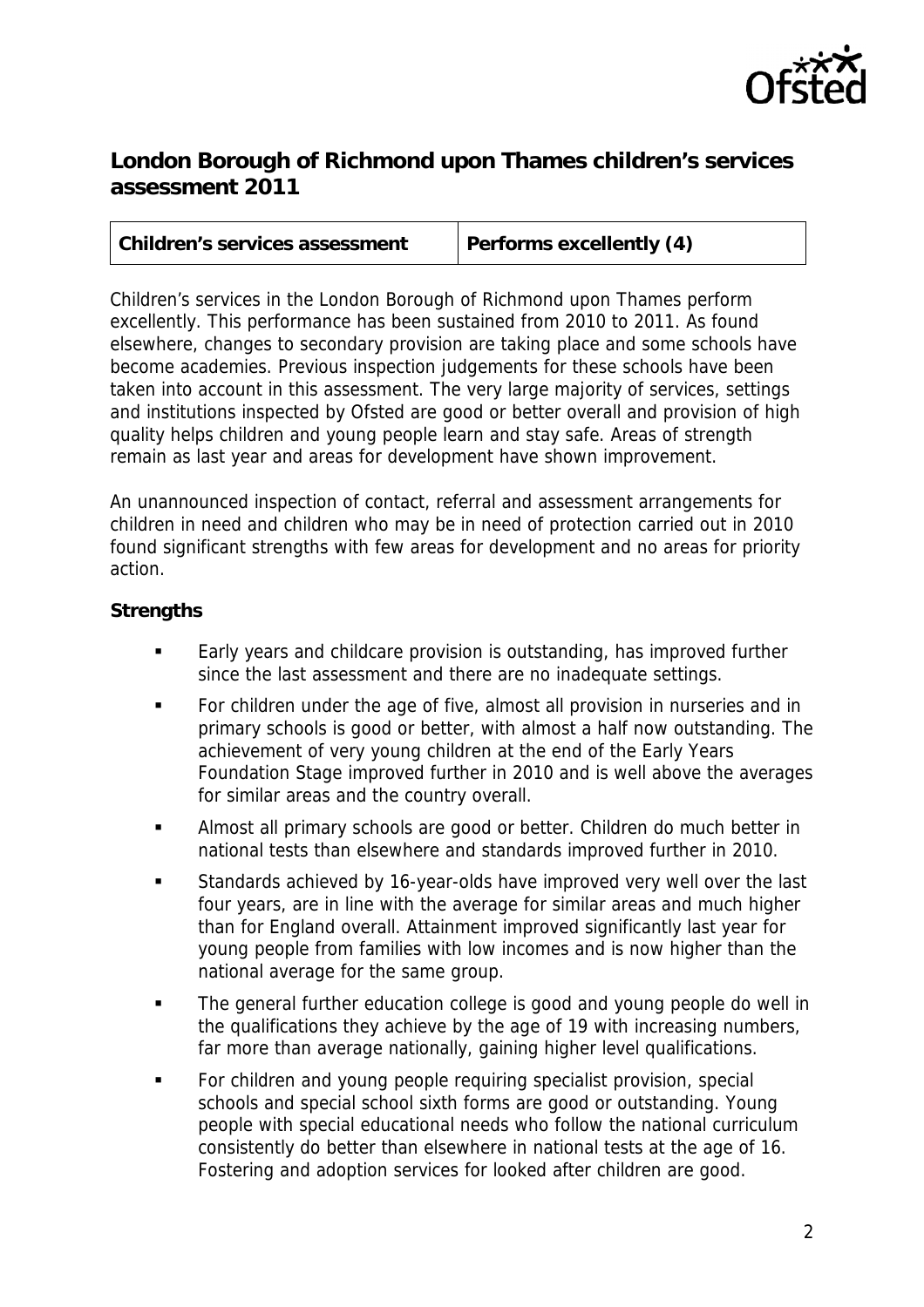## London Borough of Richmond upon Thames children's services assessment 2011

| Children's services assessment | Performs excellently (4) |
| --- | --- |

Children's services in the London Borough of Richmond upon Thames perform excellently. This performance has been sustained from 2010 to 2011. As found elsewhere, changes to secondary provision are taking place and some schools have become academies. Previous inspection judgements for these schools have been taken into account in this assessment. The very large majority of services, settings and institutions inspected by Ofsted are good or better overall and provision of high quality helps children and young people learn and stay safe. Areas of strength remain as last year and areas for development have shown improvement.

An unannounced inspection of contact, referral and assessment arrangements for children in need and children who may be in need of protection carried out in 2010 found significant strengths with few areas for development and no areas for priority action.

**Strengths**

- Early years and childcare provision is outstanding, has improved further since the last assessment and there are no inadequate settings.
- For children under the age of five, almost all provision in nurseries and in primary schools is good or better, with almost a half now outstanding. The achievement of very young children at the end of the Early Years Foundation Stage improved further in 2010 and is well above the averages for similar areas and the country overall.
- Almost all primary schools are good or better. Children do much better in national tests than elsewhere and standards improved further in 2010.
- Standards achieved by 16-year-olds have improved very well over the last four years, are in line with the average for similar areas and much higher than for England overall. Attainment improved significantly last year for young people from families with low incomes and is now higher than the national average for the same group.
- The general further education college is good and young people do well in the qualifications they achieve by the age of 19 with increasing numbers, far more than average nationally, gaining higher level qualifications.
- For children and young people requiring specialist provision, special schools and special school sixth forms are good or outstanding. Young people with special educational needs who follow the national curriculum consistently do better than elsewhere in national tests at the age of 16. Fostering and adoption services for looked after children are good.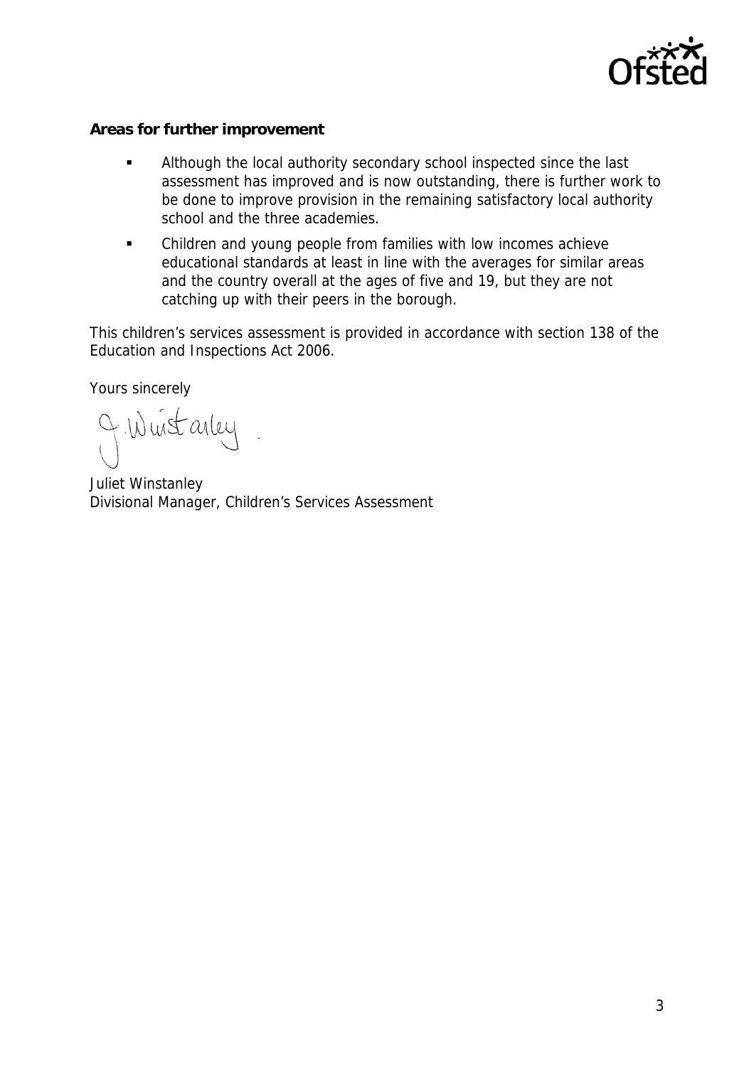**Areas for further improvement**

- Although the local authority secondary school inspected since the last assessment has improved and is now outstanding, there is further work to be done to improve provision in the remaining satisfactory local authority school and the three academies.
- Children and young people from families with low incomes achieve educational standards at least in line with the averages for similar areas and the country overall at the ages of five and 19, but they are not catching up with their peers in the borough.

This children's services assessment is provided in accordance with section 138 of the Education and Inspections Act 2006.

Yours sincerely

Juliet Winstanley
Divisional Manager, Children's Services Assessment